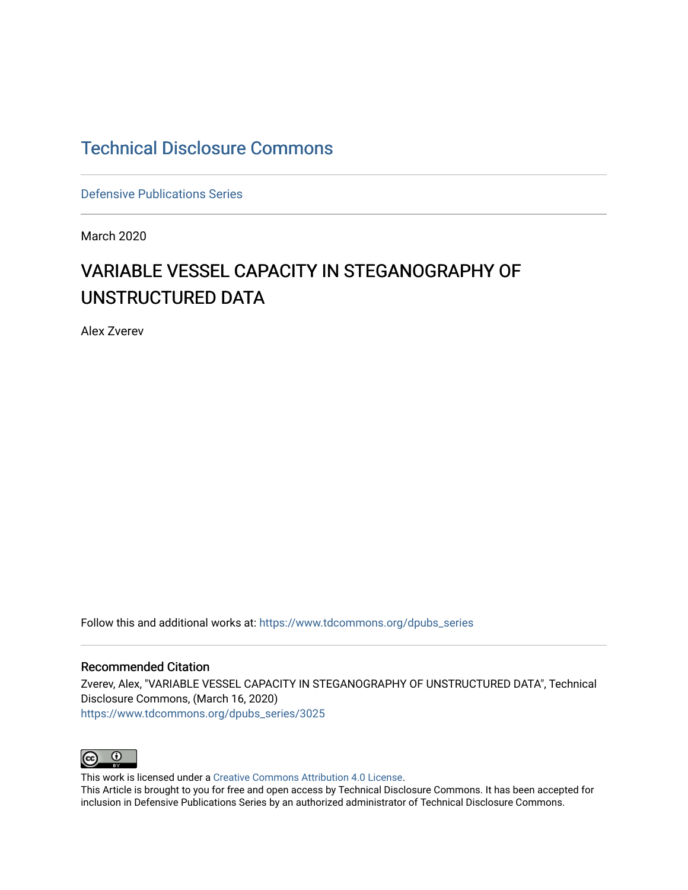# Technical Disclosure Commons

Defensive Publications Series

March 2020

## VARIABLE VESSEL CAPACITY IN STEGANOGRAPHY OF UNSTRUCTURED DATA

Alex Zverev

Follow this and additional works at: https://www.tdcommons.org/dpubs_series

### Recommended Citation

Zverev, Alex, "VARIABLE VESSEL CAPACITY IN STEGANOGRAPHY OF UNSTRUCTURED DATA", Technical Disclosure Commons, (March 16, 2020)
https://www.tdcommons.org/dpubs_series/3025

This work is licensed under a Creative Commons Attribution 4.0 License.
This Article is brought to you for free and open access by Technical Disclosure Commons. It has been accepted for inclusion in Defensive Publications Series by an authorized administrator of Technical Disclosure Commons.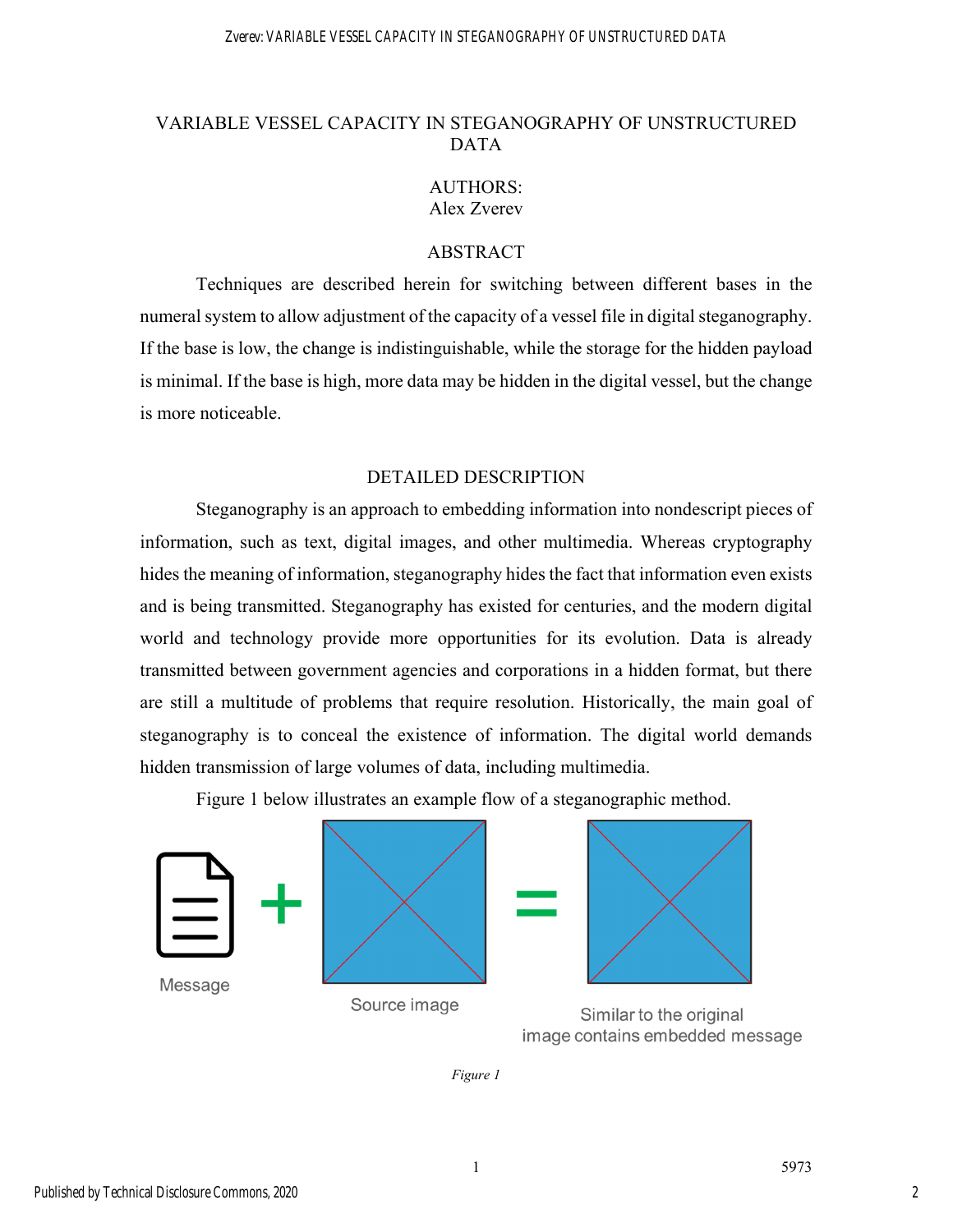# VARIABLE VESSEL CAPACITY IN STEGANOGRAPHY OF UNSTRUCTURED DATA

AUTHORS:
Alex Zverev

## ABSTRACT

Techniques are described herein for switching between different bases in the numeral system to allow adjustment of the capacity of a vessel file in digital steganography. If the base is low, the change is indistinguishable, while the storage for the hidden payload is minimal. If the base is high, more data may be hidden in the digital vessel, but the change is more noticeable.

## DETAILED DESCRIPTION

Steganography is an approach to embedding information into nondescript pieces of information, such as text, digital images, and other multimedia. Whereas cryptography hides the meaning of information, steganography hides the fact that information even exists and is being transmitted. Steganography has existed for centuries, and the modern digital world and technology provide more opportunities for its evolution. Data is already transmitted between government agencies and corporations in a hidden format, but there are still a multitude of problems that require resolution. Historically, the main goal of steganography is to conceal the existence of information. The digital world demands hidden transmission of large volumes of data, including multimedia.

Figure 1 below illustrates an example flow of a steganographic method.

Message + Source image = Similar to the original image contains embedded message

*Figure 1*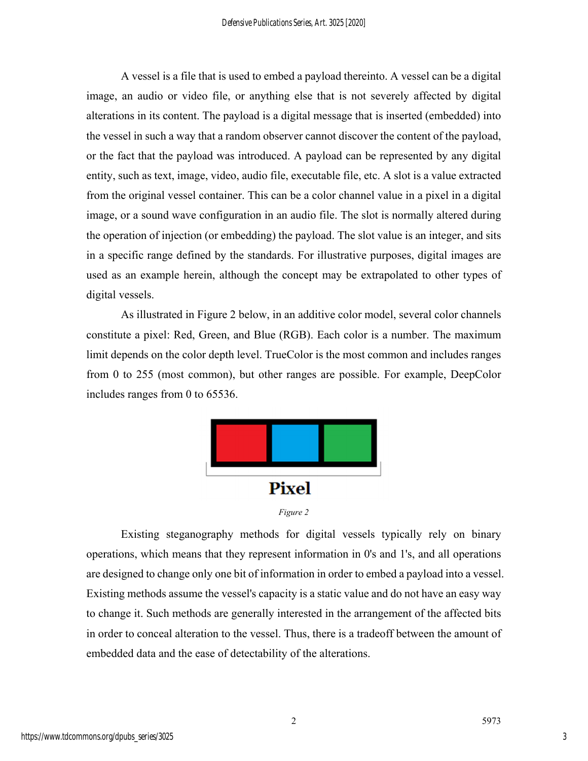A vessel is a file that is used to embed a payload thereinto. A vessel can be a digital image, an audio or video file, or anything else that is not severely affected by digital alterations in its content. The payload is a digital message that is inserted (embedded) into the vessel in such a way that a random observer cannot discover the content of the payload, or the fact that the payload was introduced. A payload can be represented by any digital entity, such as text, image, video, audio file, executable file, etc. A slot is a value extracted from the original vessel container. This can be a color channel value in a pixel in a digital image, or a sound wave configuration in an audio file. The slot is normally altered during the operation of injection (or embedding) the payload. The slot value is an integer, and sits in a specific range defined by the standards. For illustrative purposes, digital images are used as an example herein, although the concept may be extrapolated to other types of digital vessels.

As illustrated in Figure 2 below, in an additive color model, several color channels constitute a pixel: Red, Green, and Blue (RGB). Each color is a number. The maximum limit depends on the color depth level. TrueColor is the most common and includes ranges from 0 to 255 (most common), but other ranges are possible. For example, DeepColor includes ranges from 0 to 65536.

Pixel

*Figure 2*

Existing steganography methods for digital vessels typically rely on binary operations, which means that they represent information in 0's and 1's, and all operations are designed to change only one bit of information in order to embed a payload into a vessel. Existing methods assume the vessel's capacity is a static value and do not have an easy way to change it. Such methods are generally interested in the arrangement of the affected bits in order to conceal alteration to the vessel. Thus, there is a tradeoff between the amount of embedded data and the ease of detectability of the alterations.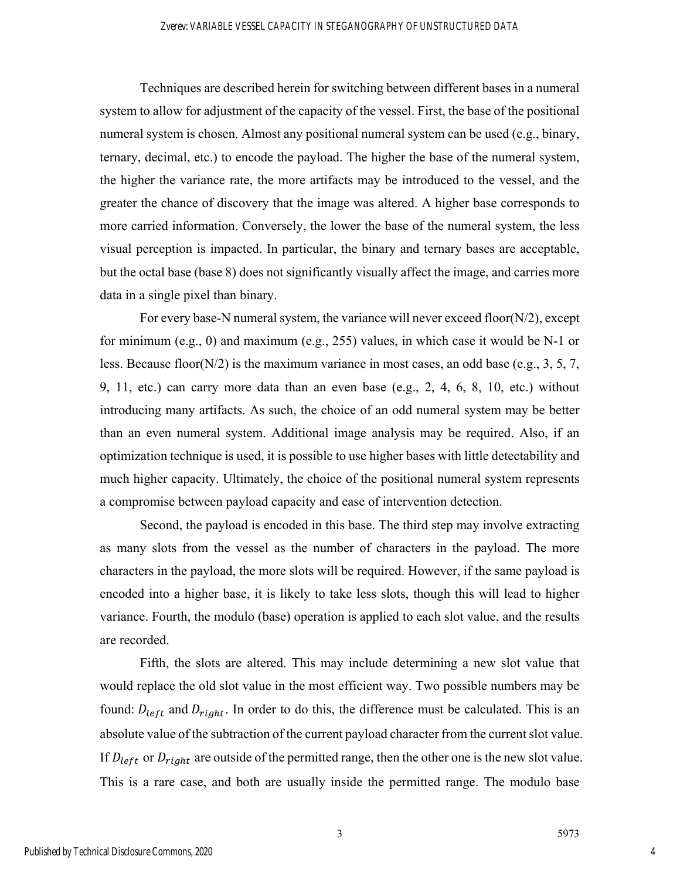Techniques are described herein for switching between different bases in a numeral system to allow for adjustment of the capacity of the vessel. First, the base of the positional numeral system is chosen. Almost any positional numeral system can be used (e.g., binary, ternary, decimal, etc.) to encode the payload. The higher the base of the numeral system, the higher the variance rate, the more artifacts may be introduced to the vessel, and the greater the chance of discovery that the image was altered. A higher base corresponds to more carried information. Conversely, the lower the base of the numeral system, the less visual perception is impacted. In particular, the binary and ternary bases are acceptable, but the octal base (base 8) does not significantly visually affect the image, and carries more data in a single pixel than binary.

For every base-N numeral system, the variance will never exceed floor(N/2), except for minimum (e.g., 0) and maximum (e.g., 255) values, in which case it would be N-1 or less. Because floor(N/2) is the maximum variance in most cases, an odd base (e.g., 3, 5, 7, 9, 11, etc.) can carry more data than an even base (e.g., 2, 4, 6, 8, 10, etc.) without introducing many artifacts. As such, the choice of an odd numeral system may be better than an even numeral system. Additional image analysis may be required. Also, if an optimization technique is used, it is possible to use higher bases with little detectability and much higher capacity. Ultimately, the choice of the positional numeral system represents a compromise between payload capacity and ease of intervention detection.

Second, the payload is encoded in this base. The third step may involve extracting as many slots from the vessel as the number of characters in the payload. The more characters in the payload, the more slots will be required. However, if the same payload is encoded into a higher base, it is likely to take less slots, though this will lead to higher variance. Fourth, the modulo (base) operation is applied to each slot value, and the results are recorded.

Fifth, the slots are altered. This may include determining a new slot value that would replace the old slot value in the most efficient way. Two possible numbers may be found: $D_{left}$ and $D_{right}$. In order to do this, the difference must be calculated. This is an absolute value of the subtraction of the current payload character from the current slot value. If $D_{left}$ or $D_{right}$ are outside of the permitted range, then the other one is the new slot value. This is a rare case, and both are usually inside the permitted range. The modulo base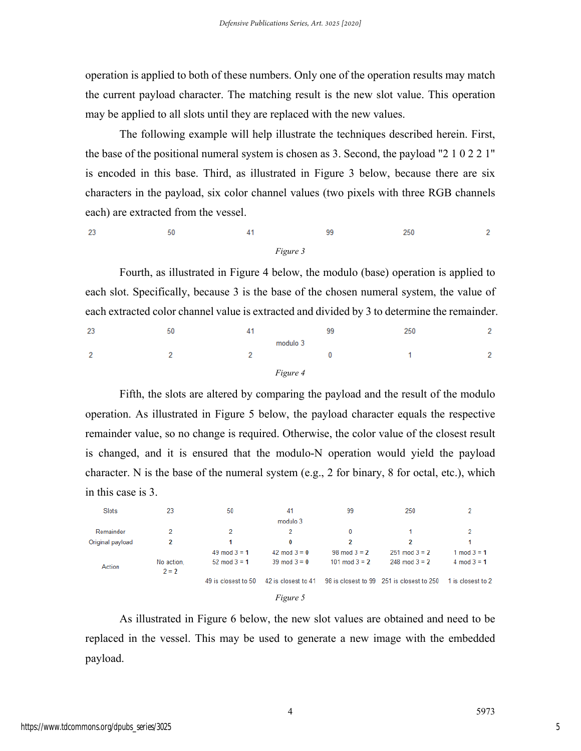operation is applied to both of these numbers. Only one of the operation results may match the current payload character. The matching result is the new slot value. This operation may be applied to all slots until they are replaced with the new values.

The following example will help illustrate the techniques described herein. First, the base of the positional numeral system is chosen as 3. Second, the payload "2 1 0 2 2 1" is encoded in this base. Third, as illustrated in Figure 3 below, because there are six characters in the payload, six color channel values (two pixels with three RGB channels each) are extracted from the vessel.

| 23 | 50 | 41 | 99 | 250 | 2 |
|---|---|---|---|---|---|

*Figure 3*

Fourth, as illustrated in Figure 4 below, the modulo (base) operation is applied to each slot. Specifically, because 3 is the base of the chosen numeral system, the value of each extracted color channel value is extracted and divided by 3 to determine the remainder.

| 23 | 50 | 41 | 99 | 250 | 2 |
|---|---|---|---|---|---|
| | | modulo 3 | | | |
| 2 | 2 | 2 | 0 | 1 | 2 |

*Figure 4*

Fifth, the slots are altered by comparing the payload and the result of the modulo operation. As illustrated in Figure 5 below, the payload character equals the respective remainder value, so no change is required. Otherwise, the color value of the closest result is changed, and it is ensured that the modulo-N operation would yield the payload character. N is the base of the numeral system (e.g., 2 for binary, 8 for octal, etc.), which in this case is 3.

| Slots | 23 | 50 | 41 | 99 | 250 | 2 |
|---|---|---|---|---|---|---|
| | | | modulo 3 | | | |
| Remainder | 2 | 2 | 2 | 0 | 1 | 2 |
| Original payload | **2** | **1** | **0** | **2** | **2** | **1** |
| Action | No action, 2 = 2 | 49 mod 3 = **1**<br>52 mod 3 = **1** | 42 mod 3 = **0**<br>39 mod 3 = **0** | 98 mod 3 = **2**<br>101 mod 3 = **2** | 251 mod 3 = **2**<br>248 mod 3 = **2** | 1 mod 3 = **1**<br>4 mod 3 = **1** |
| | | 49 is closest to 50 | 42 is closest to 41 | 98 is closest to 99 | 251 is closest to 250 | 1 is closest to 2 |

*Figure 5*

As illustrated in Figure 6 below, the new slot values are obtained and need to be replaced in the vessel. This may be used to generate a new image with the embedded payload.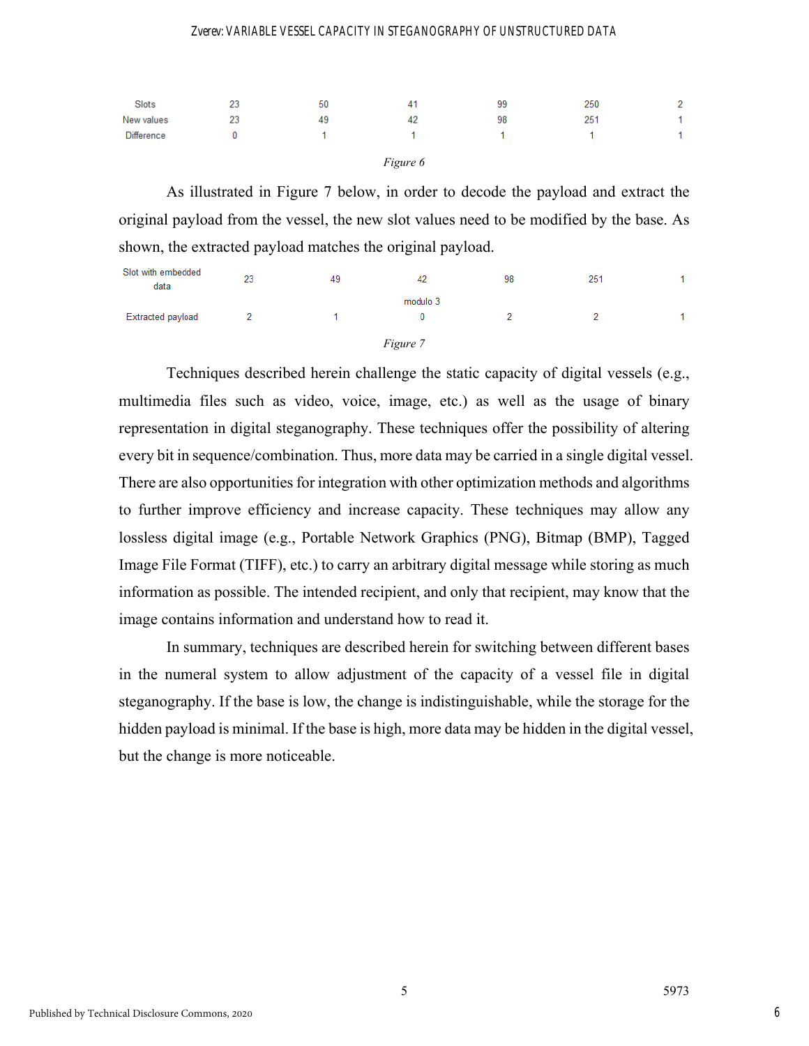| | | | | | | |
|---|---|---|---|---|---|---|
| Slots | 23 | 50 | 41 | 99 | 250 | 2 |
| New values | 23 | 49 | 42 | 98 | 251 | 1 |
| Difference | 0 | 1 | 1 | 1 | 1 | 1 |

*Figure 6*

As illustrated in Figure 7 below, in order to decode the payload and extract the original payload from the vessel, the new slot values need to be modified by the base. As shown, the extracted payload matches the original payload.

| | | | | | | |
|---|---|---|---|---|---|---|
| Slot with embedded data | 23 | 49 | 42 | 98 | 251 | 1 |
| | | | modulo 3 | | | |
| Extracted payload | 2 | 1 | 0 | 2 | 2 | 1 |

*Figure 7*

Techniques described herein challenge the static capacity of digital vessels (e.g., multimedia files such as video, voice, image, etc.) as well as the usage of binary representation in digital steganography. These techniques offer the possibility of altering every bit in sequence/combination. Thus, more data may be carried in a single digital vessel. There are also opportunities for integration with other optimization methods and algorithms to further improve efficiency and increase capacity. These techniques may allow any lossless digital image (e.g., Portable Network Graphics (PNG), Bitmap (BMP), Tagged Image File Format (TIFF), etc.) to carry an arbitrary digital message while storing as much information as possible. The intended recipient, and only that recipient, may know that the image contains information and understand how to read it.

In summary, techniques are described herein for switching between different bases in the numeral system to allow adjustment of the capacity of a vessel file in digital steganography. If the base is low, the change is indistinguishable, while the storage for the hidden payload is minimal. If the base is high, more data may be hidden in the digital vessel, but the change is more noticeable.